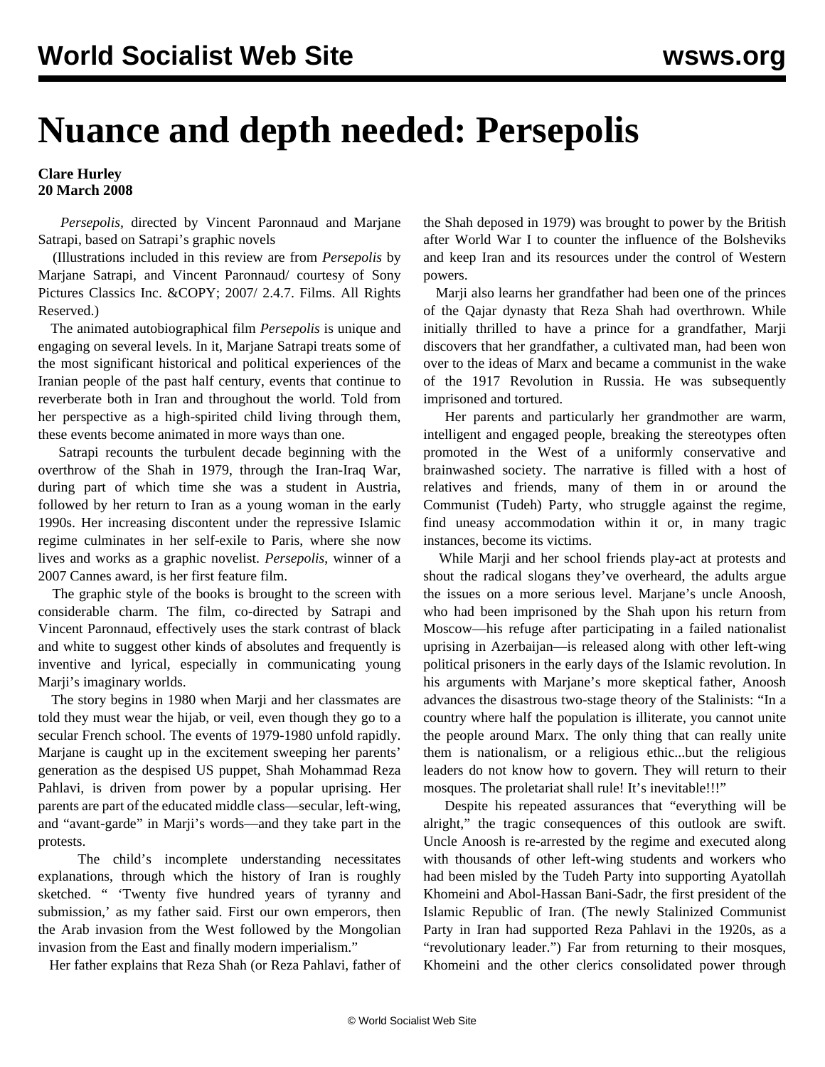# Nuance and depth needed: Persepolis

**Clare Hurley**
**20 March 2008**

*Persepolis*, directed by Vincent Paronnaud and Marjane Satrapi, based on Satrapi's graphic novels

(Illustrations included in this review are from *Persepolis* by Marjane Satrapi, and Vincent Paronnaud/ courtesy of Sony Pictures Classics Inc. &COPY; 2007/ 2.4.7. Films. All Rights Reserved.)

The animated autobiographical film *Persepolis* is unique and engaging on several levels. In it, Marjane Satrapi treats some of the most significant historical and political experiences of the Iranian people of the past half century, events that continue to reverberate both in Iran and throughout the world. Told from her perspective as a high-spirited child living through them, these events become animated in more ways than one.

Satrapi recounts the turbulent decade beginning with the overthrow of the Shah in 1979, through the Iran-Iraq War, during part of which time she was a student in Austria, followed by her return to Iran as a young woman in the early 1990s. Her increasing discontent under the repressive Islamic regime culminates in her self-exile to Paris, where she now lives and works as a graphic novelist. *Persepolis*, winner of a 2007 Cannes award, is her first feature film.

The graphic style of the books is brought to the screen with considerable charm. The film, co-directed by Satrapi and Vincent Paronnaud, effectively uses the stark contrast of black and white to suggest other kinds of absolutes and frequently is inventive and lyrical, especially in communicating young Marji's imaginary worlds.

The story begins in 1980 when Marji and her classmates are told they must wear the hijab, or veil, even though they go to a secular French school. The events of 1979-1980 unfold rapidly. Marjane is caught up in the excitement sweeping her parents' generation as the despised US puppet, Shah Mohammad Reza Pahlavi, is driven from power by a popular uprising. Her parents are part of the educated middle class—secular, left-wing, and "avant-garde" in Marji's words—and they take part in the protests.

The child's incomplete understanding necessitates explanations, through which the history of Iran is roughly sketched. " 'Twenty five hundred years of tyranny and submission,' as my father said. First our own emperors, then the Arab invasion from the West followed by the Mongolian invasion from the East and finally modern imperialism."

Her father explains that Reza Shah (or Reza Pahlavi, father of the Shah deposed in 1979) was brought to power by the British after World War I to counter the influence of the Bolsheviks and keep Iran and its resources under the control of Western powers.

Marji also learns her grandfather had been one of the princes of the Qajar dynasty that Reza Shah had overthrown. While initially thrilled to have a prince for a grandfather, Marji discovers that her grandfather, a cultivated man, had been won over to the ideas of Marx and became a communist in the wake of the 1917 Revolution in Russia. He was subsequently imprisoned and tortured.

Her parents and particularly her grandmother are warm, intelligent and engaged people, breaking the stereotypes often promoted in the West of a uniformly conservative and brainwashed society. The narrative is filled with a host of relatives and friends, many of them in or around the Communist (Tudeh) Party, who struggle against the regime, find uneasy accommodation within it or, in many tragic instances, become its victims.

While Marji and her school friends play-act at protests and shout the radical slogans they've overheard, the adults argue the issues on a more serious level. Marjane's uncle Anoosh, who had been imprisoned by the Shah upon his return from Moscow—his refuge after participating in a failed nationalist uprising in Azerbaijan—is released along with other left-wing political prisoners in the early days of the Islamic revolution. In his arguments with Marjane's more skeptical father, Anoosh advances the disastrous two-stage theory of the Stalinists: "In a country where half the population is illiterate, you cannot unite the people around Marx. The only thing that can really unite them is nationalism, or a religious ethic...but the religious leaders do not know how to govern. They will return to their mosques. The proletariat shall rule! It's inevitable!!!"

Despite his repeated assurances that "everything will be alright," the tragic consequences of this outlook are swift. Uncle Anoosh is re-arrested by the regime and executed along with thousands of other left-wing students and workers who had been misled by the Tudeh Party into supporting Ayatollah Khomeini and Abol-Hassan Bani-Sadr, the first president of the Islamic Republic of Iran. (The newly Stalinized Communist Party in Iran had supported Reza Pahlavi in the 1920s, as a "revolutionary leader.") Far from returning to their mosques, Khomeini and the other clerics consolidated power through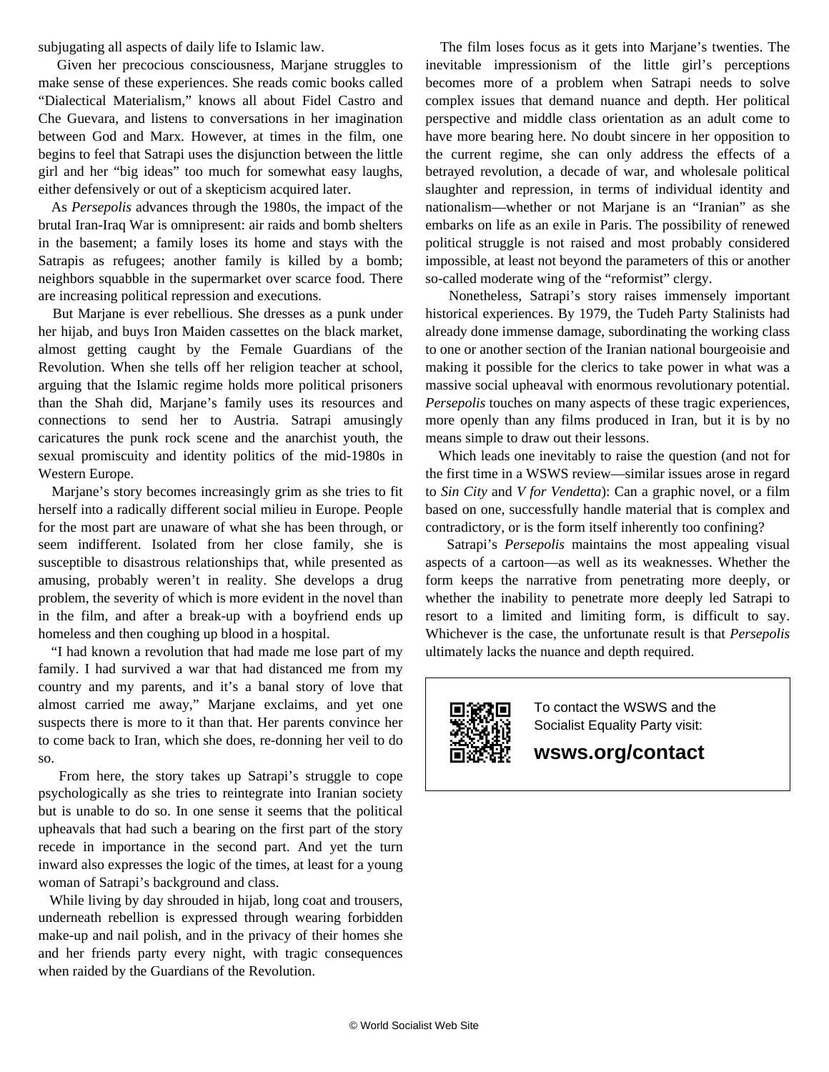subjugating all aspects of daily life to Islamic law.

Given her precocious consciousness, Marjane struggles to make sense of these experiences. She reads comic books called "Dialectical Materialism," knows all about Fidel Castro and Che Guevara, and listens to conversations in her imagination between God and Marx. However, at times in the film, one begins to feel that Satrapi uses the disjunction between the little girl and her "big ideas" too much for somewhat easy laughs, either defensively or out of a skepticism acquired later.

As *Persepolis* advances through the 1980s, the impact of the brutal Iran-Iraq War is omnipresent: air raids and bomb shelters in the basement; a family loses its home and stays with the Satrapis as refugees; another family is killed by a bomb; neighbors squabble in the supermarket over scarce food. There are increasing political repression and executions.

But Marjane is ever rebellious. She dresses as a punk under her hijab, and buys Iron Maiden cassettes on the black market, almost getting caught by the Female Guardians of the Revolution. When she tells off her religion teacher at school, arguing that the Islamic regime holds more political prisoners than the Shah did, Marjane's family uses its resources and connections to send her to Austria. Satrapi amusingly caricatures the punk rock scene and the anarchist youth, the sexual promiscuity and identity politics of the mid-1980s in Western Europe.

Marjane's story becomes increasingly grim as she tries to fit herself into a radically different social milieu in Europe. People for the most part are unaware of what she has been through, or seem indifferent. Isolated from her close family, she is susceptible to disastrous relationships that, while presented as amusing, probably weren't in reality. She develops a drug problem, the severity of which is more evident in the novel than in the film, and after a break-up with a boyfriend ends up homeless and then coughing up blood in a hospital.

"I had known a revolution that had made me lose part of my family. I had survived a war that had distanced me from my country and my parents, and it's a banal story of love that almost carried me away," Marjane exclaims, and yet one suspects there is more to it than that. Her parents convince her to come back to Iran, which she does, re-donning her veil to do so.

From here, the story takes up Satrapi's struggle to cope psychologically as she tries to reintegrate into Iranian society but is unable to do so. In one sense it seems that the political upheavals that had such a bearing on the first part of the story recede in importance in the second part. And yet the turn inward also expresses the logic of the times, at least for a young woman of Satrapi's background and class.

While living by day shrouded in hijab, long coat and trousers, underneath rebellion is expressed through wearing forbidden make-up and nail polish, and in the privacy of their homes she and her friends party every night, with tragic consequences when raided by the Guardians of the Revolution.

The film loses focus as it gets into Marjane's twenties. The inevitable impressionism of the little girl's perceptions becomes more of a problem when Satrapi needs to solve complex issues that demand nuance and depth. Her political perspective and middle class orientation as an adult come to have more bearing here. No doubt sincere in her opposition to the current regime, she can only address the effects of a betrayed revolution, a decade of war, and wholesale political slaughter and repression, in terms of individual identity and nationalism—whether or not Marjane is an "Iranian" as she embarks on life as an exile in Paris. The possibility of renewed political struggle is not raised and most probably considered impossible, at least not beyond the parameters of this or another so-called moderate wing of the "reformist" clergy.

Nonetheless, Satrapi's story raises immensely important historical experiences. By 1979, the Tudeh Party Stalinists had already done immense damage, subordinating the working class to one or another section of the Iranian national bourgeoisie and making it possible for the clerics to take power in what was a massive social upheaval with enormous revolutionary potential. *Persepolis* touches on many aspects of these tragic experiences, more openly than any films produced in Iran, but it is by no means simple to draw out their lessons.

Which leads one inevitably to raise the question (and not for the first time in a WSWS review—similar issues arose in regard to *Sin City* and *V for Vendetta*): Can a graphic novel, or a film based on one, successfully handle material that is complex and contradictory, or is the form itself inherently too confining?

Satrapi's *Persepolis* maintains the most appealing visual aspects of a cartoon—as well as its weaknesses. Whether the form keeps the narrative from penetrating more deeply, or whether the inability to penetrate more deeply led Satrapi to resort to a limited and limiting form, is difficult to say. Whichever is the case, the unfortunate result is that *Persepolis* ultimately lacks the nuance and depth required.

To contact the WSWS and the Socialist Equality Party visit:

**wsws.org/contact**